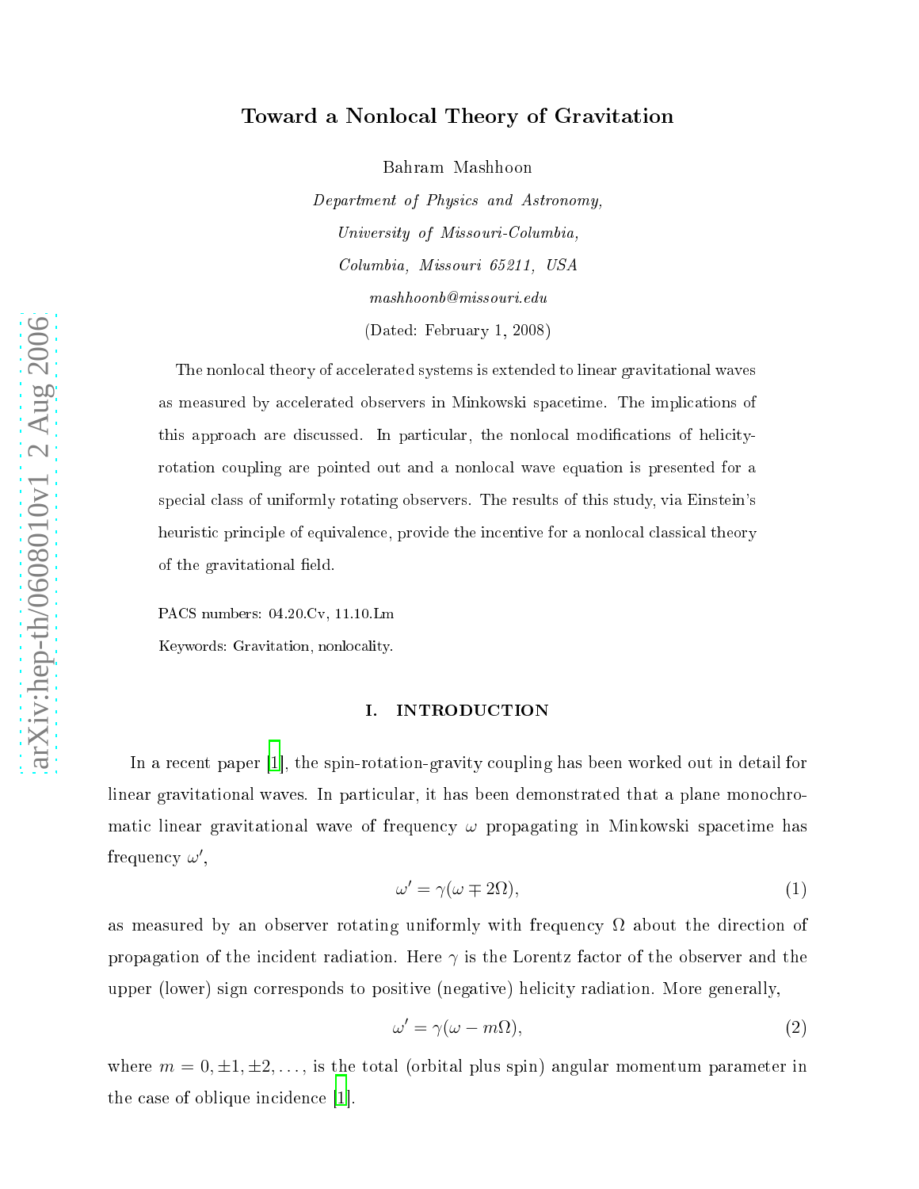# Toward a Nonlocal Theory of Gravitation

Bahram Mashhoon

*Department of Physics and Astronomy,*
*University of Missouri-Columbia,*
*Columbia, Missouri 65211, USA*
*mashhoonb@missouri.edu*

(Dated: February 1, 2008)

The nonlocal theory of accelerated systems is extended to linear gravitational waves as measured by accelerated observers in Minkowski spacetime. The implications of this approach are discussed. In particular, the nonlocal modifications of helicity-rotation coupling are pointed out and a nonlocal wave equation is presented for a special class of uniformly rotating observers. The results of this study, via Einstein's heuristic principle of equivalence, provide the incentive for a nonlocal classical theory of the gravitational field.

PACS numbers: 04.20.Cv, 11.10.Lm

Keywords: Gravitation, nonlocality.

## I. INTRODUCTION

In a recent paper [1], the spin-rotation-gravity coupling has been worked out in detail for linear gravitational waves. In particular, it has been demonstrated that a plane monochromatic linear gravitational wave of frequency $\omega$ propagating in Minkowski spacetime has frequency $\omega'$,

$$\omega' = \gamma(\omega \mp 2\Omega), \tag{1}$$

as measured by an observer rotating uniformly with frequency $\Omega$ about the direction of propagation of the incident radiation. Here $\gamma$ is the Lorentz factor of the observer and the upper (lower) sign corresponds to positive (negative) helicity radiation. More generally,

$$\omega' = \gamma(\omega - m\Omega), \tag{2}$$

where $m = 0, \pm 1, \pm 2, \ldots,$ is the total (orbital plus spin) angular momentum parameter in the case of oblique incidence [1].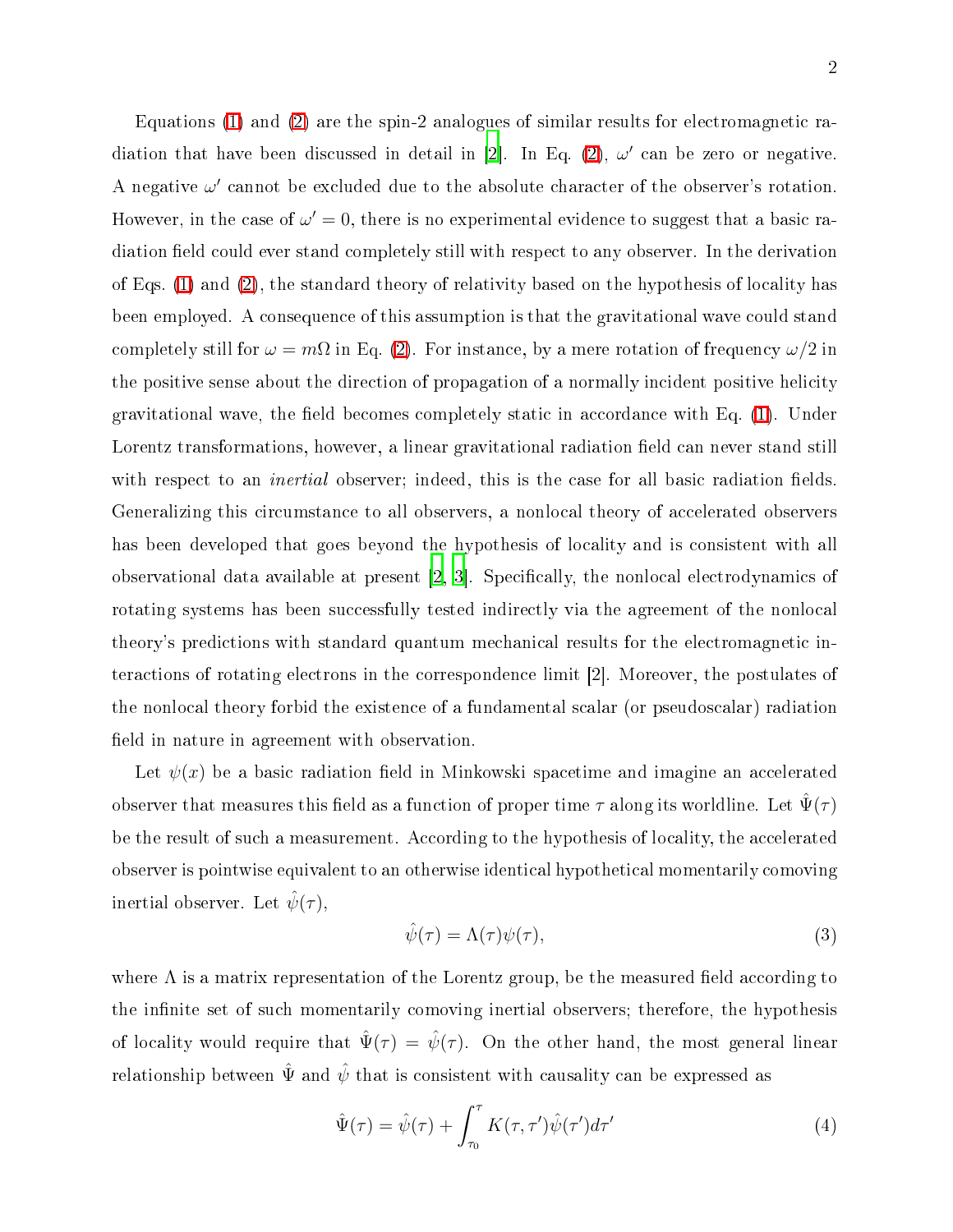Equations (1) and (2) are the spin-2 analogues of similar results for electromagnetic radiation that have been discussed in detail in [2]. In Eq. (2), $\omega'$ can be zero or negative. A negative $\omega'$ cannot be excluded due to the absolute character of the observer's rotation. However, in the case of $\omega' = 0$, there is no experimental evidence to suggest that a basic radiation field could ever stand completely still with respect to any observer. In the derivation of Eqs. (1) and (2), the standard theory of relativity based on the hypothesis of locality has been employed. A consequence of this assumption is that the gravitational wave could stand completely still for $\omega = m\Omega$ in Eq. (2). For instance, by a mere rotation of frequency $\omega/2$ in the positive sense about the direction of propagation of a normally incident positive helicity gravitational wave, the field becomes completely static in accordance with Eq. (1). Under Lorentz transformations, however, a linear gravitational radiation field can never stand still with respect to an *inertial* observer; indeed, this is the case for all basic radiation fields. Generalizing this circumstance to all observers, a nonlocal theory of accelerated observers has been developed that goes beyond the hypothesis of locality and is consistent with all observational data available at present [2, 3]. Specifically, the nonlocal electrodynamics of rotating systems has been successfully tested indirectly via the agreement of the nonlocal theory's predictions with standard quantum mechanical results for the electromagnetic interactions of rotating electrons in the correspondence limit [2]. Moreover, the postulates of the nonlocal theory forbid the existence of a fundamental scalar (or pseudoscalar) radiation field in nature in agreement with observation.

Let $\psi(x)$ be a basic radiation field in Minkowski spacetime and imagine an accelerated observer that measures this field as a function of proper time $\tau$ along its worldline. Let $\hat{\Psi}(\tau)$ be the result of such a measurement. According to the hypothesis of locality, the accelerated observer is pointwise equivalent to an otherwise identical hypothetical momentarily comoving inertial observer. Let $\hat{\psi}(\tau)$,

$$\hat{\psi}(\tau) = \Lambda(\tau)\psi(\tau), \tag{3}$$

where $\Lambda$ is a matrix representation of the Lorentz group, be the measured field according to the infinite set of such momentarily comoving inertial observers; therefore, the hypothesis of locality would require that $\hat{\Psi}(\tau) = \hat{\psi}(\tau)$. On the other hand, the most general linear relationship between $\hat{\Psi}$ and $\hat{\psi}$ that is consistent with causality can be expressed as

$$\hat{\Psi}(\tau) = \hat{\psi}(\tau) + \int_{\tau_0}^{\tau} K(\tau, \tau')\hat{\psi}(\tau')d\tau' \tag{4}$$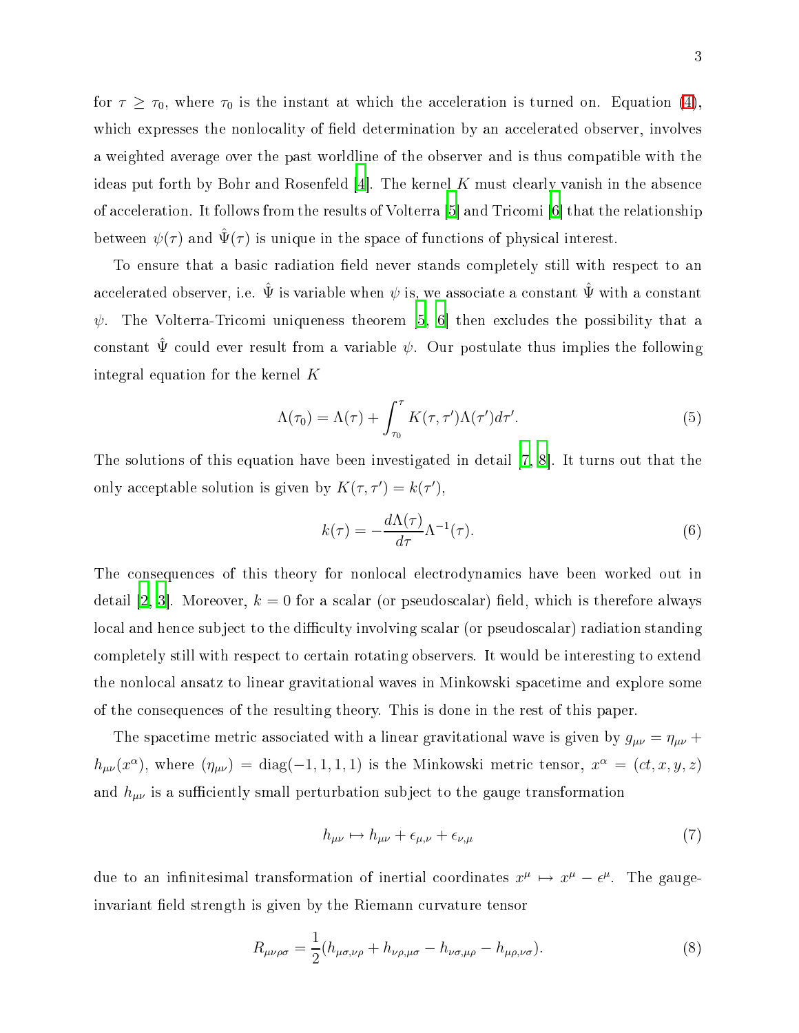for $\tau \geq \tau_0$, where $\tau_0$ is the instant at which the acceleration is turned on. Equation (4), which expresses the nonlocality of field determination by an accelerated observer, involves a weighted average over the past worldline of the observer and is thus compatible with the ideas put forth by Bohr and Rosenfeld [4]. The kernel $K$ must clearly vanish in the absence of acceleration. It follows from the results of Volterra [5] and Tricomi [6] that the relationship between $\psi(\tau)$ and $\hat{\Psi}(\tau)$ is unique in the space of functions of physical interest.

To ensure that a basic radiation field never stands completely still with respect to an accelerated observer, i.e. $\hat{\Psi}$ is variable when $\psi$ is, we associate a constant $\hat{\Psi}$ with a constant $\psi$. The Volterra-Tricomi uniqueness theorem [5, 6] then excludes the possibility that a constant $\hat{\Psi}$ could ever result from a variable $\psi$. Our postulate thus implies the following integral equation for the kernel $K$

$$\Lambda(\tau_0) = \Lambda(\tau) + \int_{\tau_0}^{\tau} K(\tau, \tau')\Lambda(\tau')d\tau'. \tag{5}$$

The solutions of this equation have been investigated in detail [7, 8]. It turns out that the only acceptable solution is given by $K(\tau, \tau') = k(\tau')$,

$$k(\tau) = -\frac{d\Lambda(\tau)}{d\tau}\Lambda^{-1}(\tau). \tag{6}$$

The consequences of this theory for nonlocal electrodynamics have been worked out in detail [2, 3]. Moreover, $k = 0$ for a scalar (or pseudoscalar) field, which is therefore always local and hence subject to the difficulty involving scalar (or pseudoscalar) radiation standing completely still with respect to certain rotating observers. It would be interesting to extend the nonlocal ansatz to linear gravitational waves in Minkowski spacetime and explore some of the consequences of the resulting theory. This is done in the rest of this paper.

The spacetime metric associated with a linear gravitational wave is given by $g_{\mu\nu} = \eta_{\mu\nu} + h_{\mu\nu}(x^\alpha)$, where $(\eta_{\mu\nu}) = \text{diag}(-1, 1, 1, 1)$ is the Minkowski metric tensor, $x^\alpha = (ct, x, y, z)$ and $h_{\mu\nu}$ is a sufficiently small perturbation subject to the gauge transformation

$$h_{\mu\nu} \mapsto h_{\mu\nu} + \epsilon_{\mu,\nu} + \epsilon_{\nu,\mu} \tag{7}$$

due to an infinitesimal transformation of inertial coordinates $x^\mu \mapsto x^\mu - \epsilon^\mu$. The gauge-invariant field strength is given by the Riemann curvature tensor

$$R_{\mu\nu\rho\sigma} = \frac{1}{2}(h_{\mu\sigma,\nu\rho} + h_{\nu\rho,\mu\sigma} - h_{\nu\sigma,\mu\rho} - h_{\mu\rho,\nu\sigma}). \tag{8}$$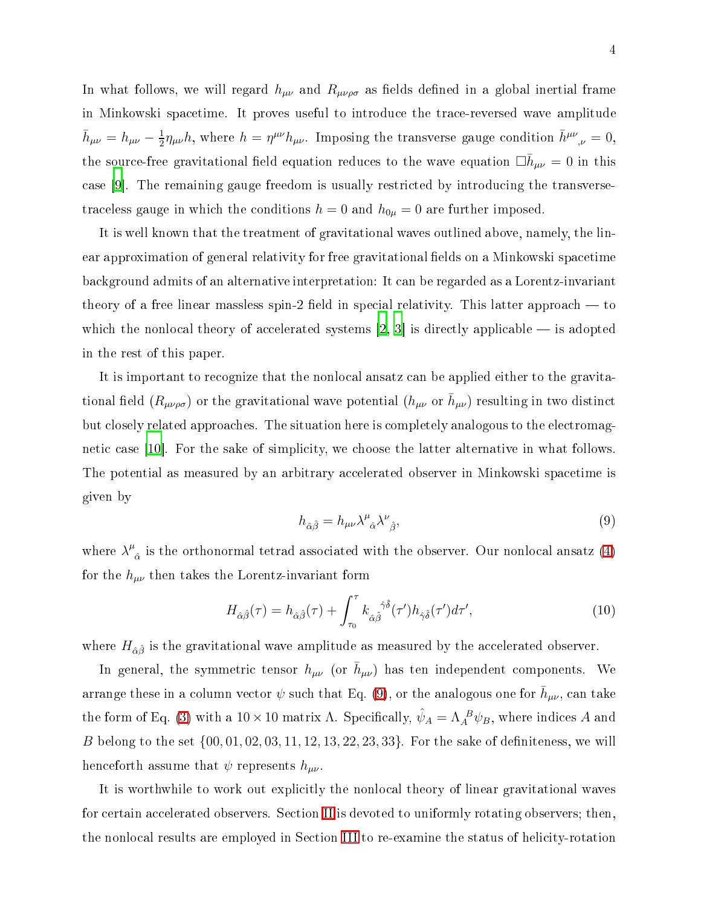In what follows, we will regard $h_{\mu\nu}$ and $R_{\mu\nu\rho\sigma}$ as fields defined in a global inertial frame in Minkowski spacetime. It proves useful to introduce the trace-reversed wave amplitude $\bar{h}_{\mu\nu} = h_{\mu\nu} - \frac{1}{2}\eta_{\mu\nu}h$, where $h = \eta^{\mu\nu}h_{\mu\nu}$. Imposing the transverse gauge condition $\bar{h}^{\mu\nu}{}_{,\nu} = 0$, the source-free gravitational field equation reduces to the wave equation $\Box\bar{h}_{\mu\nu} = 0$ in this case [9]. The remaining gauge freedom is usually restricted by introducing the transverse-traceless gauge in which the conditions $h = 0$ and $h_{0\mu} = 0$ are further imposed.

It is well known that the treatment of gravitational waves outlined above, namely, the linear approximation of general relativity for free gravitational fields on a Minkowski spacetime background admits of an alternative interpretation: It can be regarded as a Lorentz-invariant theory of a free linear massless spin-2 field in special relativity. This latter approach — to which the nonlocal theory of accelerated systems [2, 3] is directly applicable — is adopted in the rest of this paper.

It is important to recognize that the nonlocal ansatz can be applied either to the gravitational field ($R_{\mu\nu\rho\sigma}$) or the gravitational wave potential ($h_{\mu\nu}$ or $\bar{h}_{\mu\nu}$) resulting in two distinct but closely related approaches. The situation here is completely analogous to the electromagnetic case [10]. For the sake of simplicity, we choose the latter alternative in what follows. The potential as measured by an arbitrary accelerated observer in Minkowski spacetime is given by

$$h_{\hat{\alpha}\hat{\beta}} = h_{\mu\nu}\lambda^{\mu}{}_{\hat{\alpha}}\lambda^{\nu}{}_{\hat{\beta}}, \tag{9}$$

where $\lambda^{\mu}{}_{\hat{\alpha}}$ is the orthonormal tetrad associated with the observer. Our nonlocal ansatz (4) for the $h_{\mu\nu}$ then takes the Lorentz-invariant form

$$H_{\hat{\alpha}\hat{\beta}}(\tau) = h_{\hat{\alpha}\hat{\beta}}(\tau) + \int_{\tau_0}^{\tau} k_{\hat{\alpha}\hat{\beta}}{}^{\hat{\gamma}\hat{\delta}}(\tau')h_{\hat{\gamma}\hat{\delta}}(\tau')d\tau', \tag{10}$$

where $H_{\hat{\alpha}\hat{\beta}}$ is the gravitational wave amplitude as measured by the accelerated observer.

In general, the symmetric tensor $h_{\mu\nu}$ (or $\bar{h}_{\mu\nu}$) has ten independent components. We arrange these in a column vector $\psi$ such that Eq. (9), or the analogous one for $\bar{h}_{\mu\nu}$, can take the form of Eq. (3) with a $10 \times 10$ matrix $\Lambda$. Specifically, $\hat{\psi}_A = \Lambda_A{}^B\psi_B$, where indices $A$ and $B$ belong to the set $\{00, 01, 02, 03, 11, 12, 13, 22, 23, 33\}$. For the sake of definiteness, we will henceforth assume that $\psi$ represents $h_{\mu\nu}$.

It is worthwhile to work out explicitly the nonlocal theory of linear gravitational waves for certain accelerated observers. Section II is devoted to uniformly rotating observers; then, the nonlocal results are employed in Section III to re-examine the status of helicity-rotation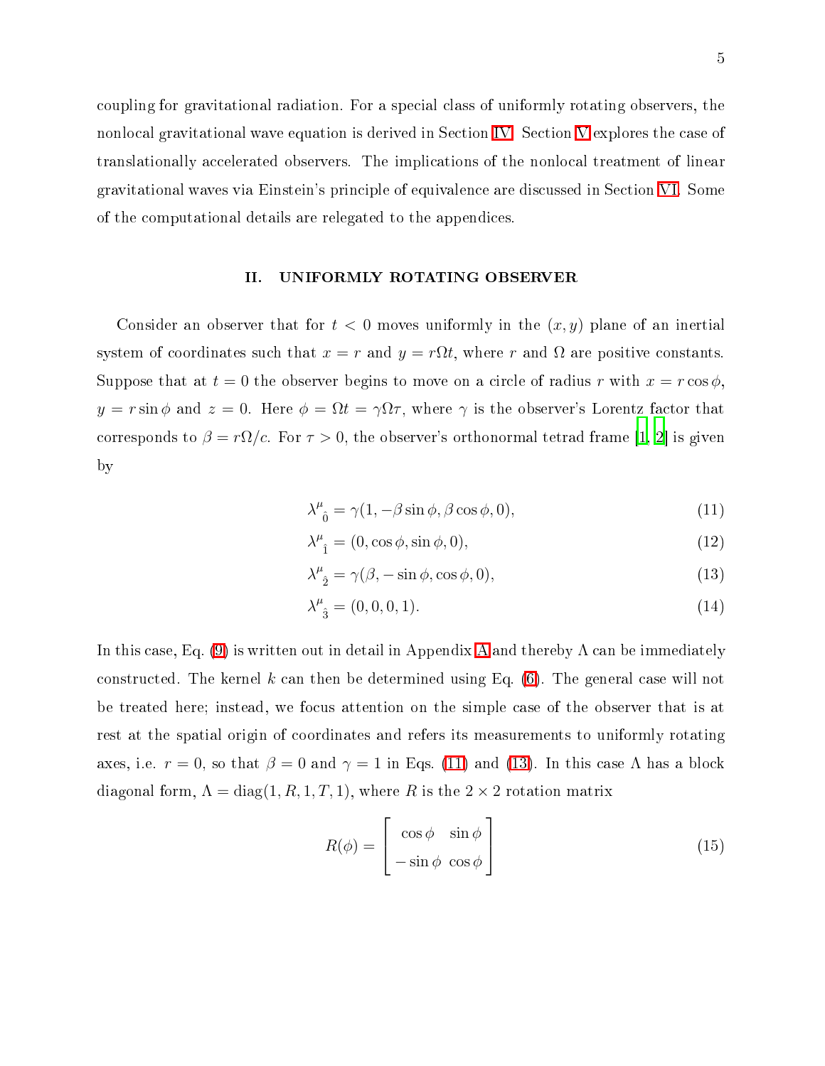coupling for gravitational radiation. For a special class of uniformly rotating observers, the nonlocal gravitational wave equation is derived in Section IV. Section V explores the case of translationally accelerated observers. The implications of the nonlocal treatment of linear gravitational waves via Einstein's principle of equivalence are discussed in Section VI. Some of the computational details are relegated to the appendices.

## II. UNIFORMLY ROTATING OBSERVER

Consider an observer that for $t < 0$ moves uniformly in the $(x, y)$ plane of an inertial system of coordinates such that $x = r$ and $y = r\Omega t$, where $r$ and $\Omega$ are positive constants. Suppose that at $t = 0$ the observer begins to move on a circle of radius $r$ with $x = r\cos\phi$, $y = r\sin\phi$ and $z = 0$. Here $\phi = \Omega t = \gamma\Omega\tau$, where $\gamma$ is the observer's Lorentz factor that corresponds to $\beta = r\Omega/c$. For $\tau > 0$, the observer's orthonormal tetrad frame [1, 2] is given by

$$\lambda^{\mu}{}_{\hat{0}} = \gamma(1, -\beta\sin\phi, \beta\cos\phi, 0), \tag{11}$$

$$\lambda^{\mu}{}_{\hat{1}} = (0, \cos\phi, \sin\phi, 0), \tag{12}$$

$$\lambda^{\mu}{}_{\hat{2}} = \gamma(\beta, -\sin\phi, \cos\phi, 0), \tag{13}$$

$$\lambda^{\mu}{}_{\hat{3}} = (0, 0, 0, 1). \tag{14}$$

In this case, Eq. (9) is written out in detail in Appendix A and thereby $\Lambda$ can be immediately constructed. The kernel $k$ can then be determined using Eq. (6). The general case will not be treated here; instead, we focus attention on the simple case of the observer that is at rest at the spatial origin of coordinates and refers its measurements to uniformly rotating axes, i.e. $r = 0$, so that $\beta = 0$ and $\gamma = 1$ in Eqs. (11) and (13). In this case $\Lambda$ has a block diagonal form, $\Lambda = \mathrm{diag}(1, R, 1, T, 1)$, where $R$ is the $2 \times 2$ rotation matrix

$$R(\phi) = \begin{bmatrix} \cos\phi & \sin\phi \\ -\sin\phi & \cos\phi \end{bmatrix} \tag{15}$$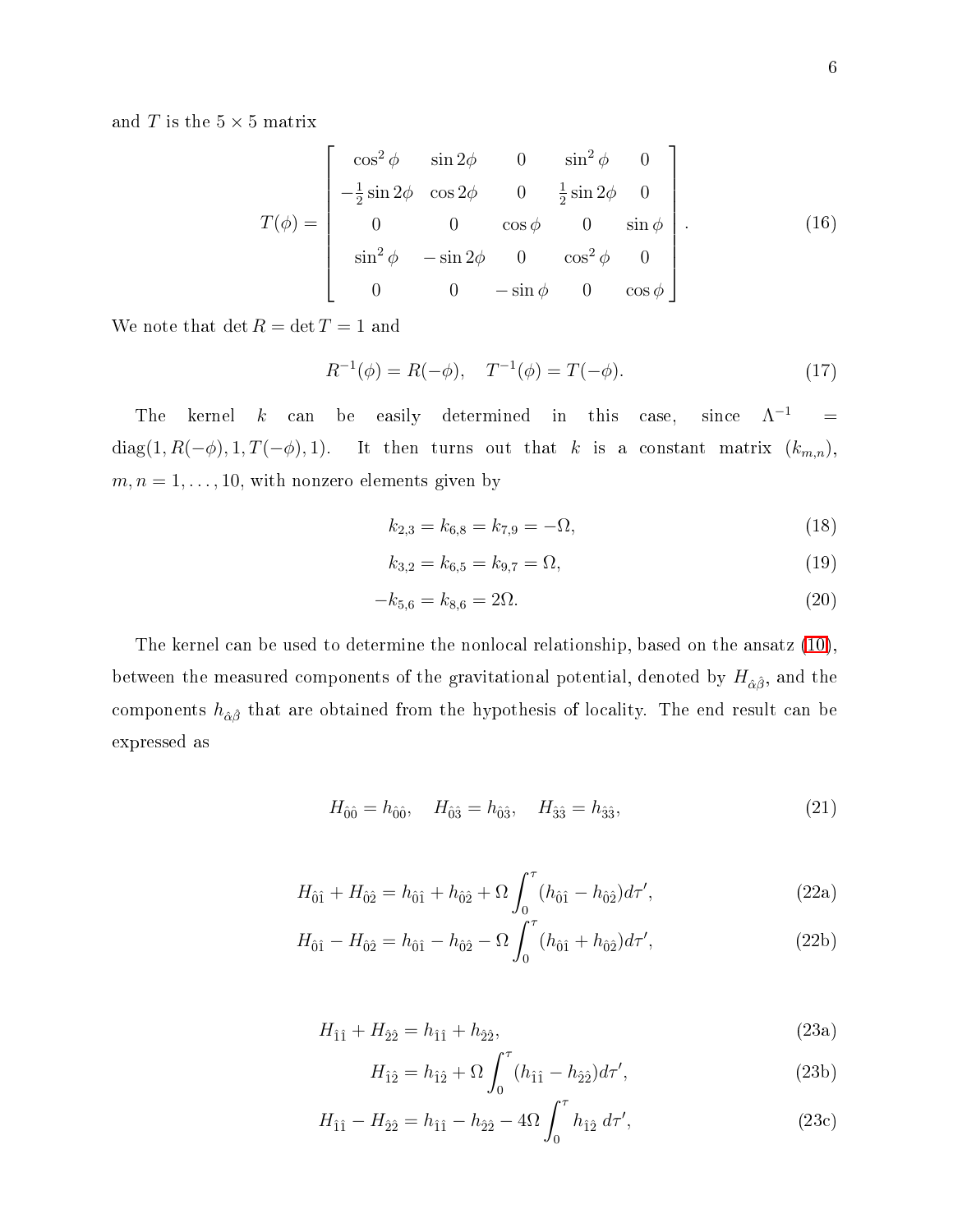and $T$ is the $5 \times 5$ matrix

$$T(\phi) = \begin{bmatrix} \cos^2\phi & \sin 2\phi & 0 & \sin^2\phi & 0 \\ -\frac{1}{2}\sin 2\phi & \cos 2\phi & 0 & \frac{1}{2}\sin 2\phi & 0 \\ 0 & 0 & \cos\phi & 0 & \sin\phi \\ \sin^2\phi & -\sin 2\phi & 0 & \cos^2\phi & 0 \\ 0 & 0 & -\sin\phi & 0 & \cos\phi \end{bmatrix}. \tag{16}$$

We note that $\det R = \det T = 1$ and

$$R^{-1}(\phi) = R(-\phi), \quad T^{-1}(\phi) = T(-\phi). \tag{17}$$

The kernel $k$ can be easily determined in this case, since $\Lambda^{-1} = \text{diag}(1, R(-\phi), 1, T(-\phi), 1)$. It then turns out that $k$ is a constant matrix $(k_{m,n})$, $m, n = 1, \ldots, 10$, with nonzero elements given by

$$k_{2,3} = k_{6,8} = k_{7,9} = -\Omega, \tag{18}$$

$$k_{3,2} = k_{6,5} = k_{9,7} = \Omega, \tag{19}$$

$$-k_{5,6} = k_{8,6} = 2\Omega. \tag{20}$$

The kernel can be used to determine the nonlocal relationship, based on the ansatz (10), between the measured components of the gravitational potential, denoted by $H_{\hat{\alpha}\hat{\beta}}$, and the components $h_{\hat{\alpha}\hat{\beta}}$ that are obtained from the hypothesis of locality. The end result can be expressed as

$$H_{\hat{0}\hat{0}} = h_{\hat{0}\hat{0}}, \quad H_{\hat{0}\hat{3}} = h_{\hat{0}\hat{3}}, \quad H_{\hat{3}\hat{3}} = h_{\hat{3}\hat{3}}, \tag{21}$$

$$H_{\hat{0}\hat{1}} + H_{\hat{0}\hat{2}} = h_{\hat{0}\hat{1}} + h_{\hat{0}\hat{2}} + \Omega \int_0^\tau (h_{\hat{0}\hat{1}} - h_{\hat{0}\hat{2}}) d\tau', \tag{22a}$$

$$H_{\hat{0}\hat{1}} - H_{\hat{0}\hat{2}} = h_{\hat{0}\hat{1}} - h_{\hat{0}\hat{2}} - \Omega \int_0^\tau (h_{\hat{0}\hat{1}} + h_{\hat{0}\hat{2}}) d\tau', \tag{22b}$$

$$H_{\hat{1}\hat{1}} + H_{\hat{2}\hat{2}} = h_{\hat{1}\hat{1}} + h_{\hat{2}\hat{2}}, \tag{23a}$$

$$H_{\hat{1}\hat{2}} = h_{\hat{1}\hat{2}} + \Omega \int_0^\tau (h_{\hat{1}\hat{1}} - h_{\hat{2}\hat{2}}) d\tau', \tag{23b}$$

$$H_{\hat{1}\hat{1}} - H_{\hat{2}\hat{2}} = h_{\hat{1}\hat{1}} - h_{\hat{2}\hat{2}} - 4\Omega \int_0^\tau h_{\hat{1}\hat{2}} \, d\tau', \tag{23c}$$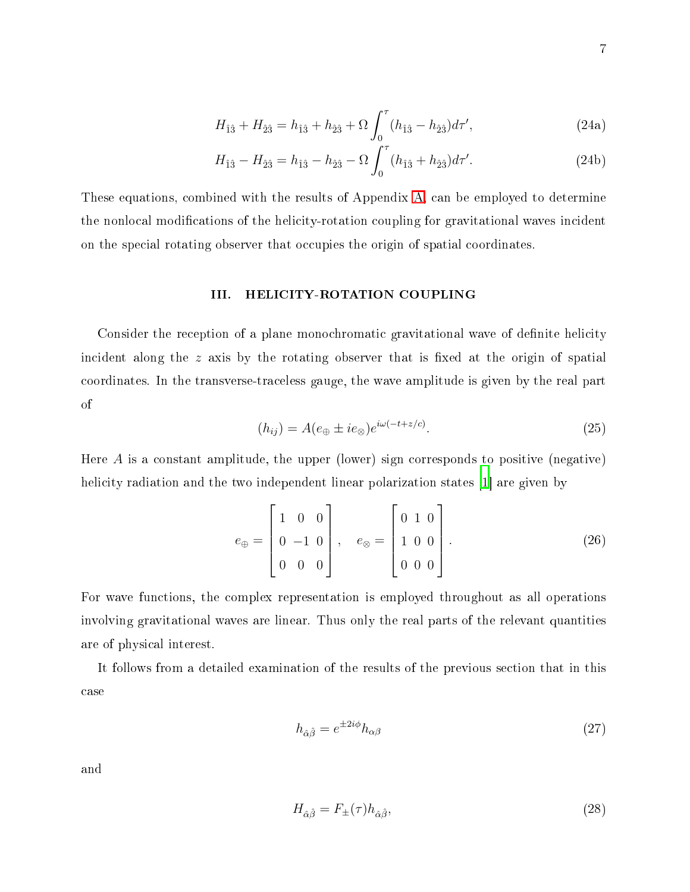$$H_{\hat{1}\hat{3}} + H_{\hat{2}\hat{3}} = h_{\hat{1}\hat{3}} + h_{\hat{2}\hat{3}} + \Omega \int_0^\tau (h_{\hat{1}\hat{3}} - h_{\hat{2}\hat{3}}) d\tau', \tag{24a}$$

$$H_{\hat{1}\hat{3}} - H_{\hat{2}\hat{3}} = h_{\hat{1}\hat{3}} - h_{\hat{2}\hat{3}} - \Omega \int_0^\tau (h_{\hat{1}\hat{3}} + h_{\hat{2}\hat{3}}) d\tau'. \tag{24b}$$

These equations, combined with the results of Appendix A, can be employed to determine the nonlocal modifications of the helicity-rotation coupling for gravitational waves incident on the special rotating observer that occupies the origin of spatial coordinates.

## III. HELICITY-ROTATION COUPLING

Consider the reception of a plane monochromatic gravitational wave of definite helicity incident along the $z$ axis by the rotating observer that is fixed at the origin of spatial coordinates. In the transverse-traceless gauge, the wave amplitude is given by the real part of

$$(h_{ij}) = A(e_\oplus \pm i e_\otimes) e^{i\omega(-t+z/c)}. \tag{25}$$

Here $A$ is a constant amplitude, the upper (lower) sign corresponds to positive (negative) helicity radiation and the two independent linear polarization states [1] are given by

$$e_\oplus = \begin{bmatrix} 1 & 0 & 0 \\ 0 & -1 & 0 \\ 0 & 0 & 0 \end{bmatrix}, \quad e_\otimes = \begin{bmatrix} 0 & 1 & 0 \\ 1 & 0 & 0 \\ 0 & 0 & 0 \end{bmatrix}. \tag{26}$$

For wave functions, the complex representation is employed throughout as all operations involving gravitational waves are linear. Thus only the real parts of the relevant quantities are of physical interest.

It follows from a detailed examination of the results of the previous section that in this case

$$h_{\hat{\alpha}\hat{\beta}} = e^{\pm 2i\phi} h_{\alpha\beta} \tag{27}$$

and

$$H_{\hat{\alpha}\hat{\beta}} = F_\pm(\tau) h_{\hat{\alpha}\hat{\beta}}, \tag{28}$$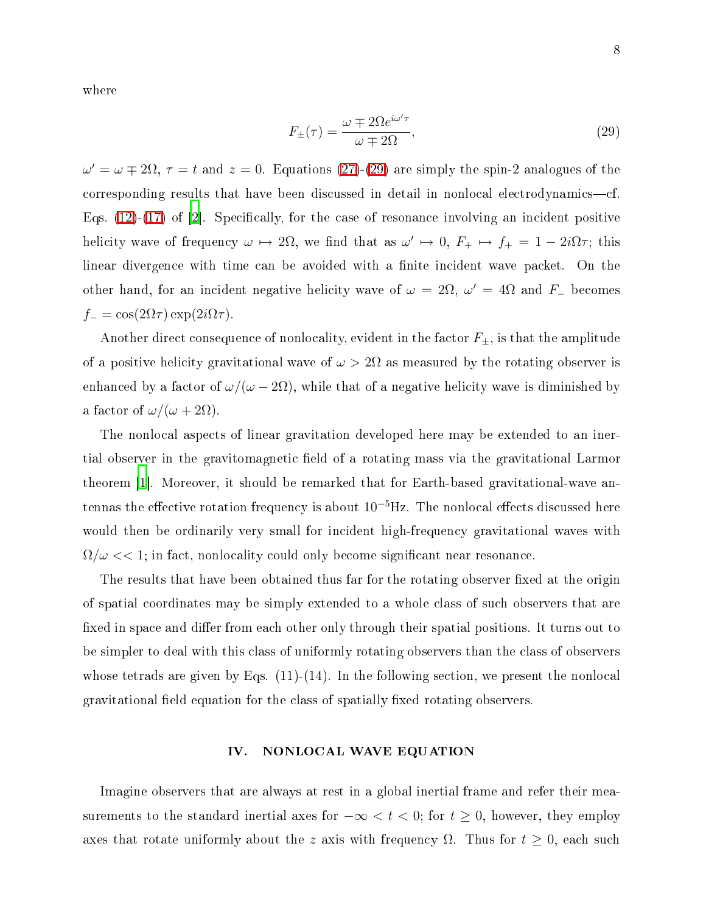where

$$F_{\pm}(\tau) = \frac{\omega \mp 2\Omega e^{i\omega' \tau}}{\omega \mp 2\Omega}, \tag{29}$$

$\omega' = \omega \mp 2\Omega$, $\tau = t$ and $z = 0$. Equations (27)-(29) are simply the spin-2 analogues of the corresponding results that have been discussed in detail in nonlocal electrodynamics—cf. Eqs. (12)-(17) of [2]. Specifically, for the case of resonance involving an incident positive helicity wave of frequency $\omega \mapsto 2\Omega$, we find that as $\omega' \mapsto 0$, $F_+ \mapsto f_+ = 1 - 2i\Omega\tau$; this linear divergence with time can be avoided with a finite incident wave packet. On the other hand, for an incident negative helicity wave of $\omega = 2\Omega$, $\omega' = 4\Omega$ and $F_-$ becomes $f_- = \cos(2\Omega\tau)\exp(2i\Omega\tau)$.

Another direct consequence of nonlocality, evident in the factor $F_{\pm}$, is that the amplitude of a positive helicity gravitational wave of $\omega > 2\Omega$ as measured by the rotating observer is enhanced by a factor of $\omega/(\omega - 2\Omega)$, while that of a negative helicity wave is diminished by a factor of $\omega/(\omega + 2\Omega)$.

The nonlocal aspects of linear gravitation developed here may be extended to an inertial observer in the gravitomagnetic field of a rotating mass via the gravitational Larmor theorem [1]. Moreover, it should be remarked that for Earth-based gravitational-wave antennas the effective rotation frequency is about $10^{-5}$Hz. The nonlocal effects discussed here would then be ordinarily very small for incident high-frequency gravitational waves with $\Omega/\omega << 1$; in fact, nonlocality could only become significant near resonance.

The results that have been obtained thus far for the rotating observer fixed at the origin of spatial coordinates may be simply extended to a whole class of such observers that are fixed in space and differ from each other only through their spatial positions. It turns out to be simpler to deal with this class of uniformly rotating observers than the class of observers whose tetrads are given by Eqs. (11)-(14). In the following section, we present the nonlocal gravitational field equation for the class of spatially fixed rotating observers.

## IV. NONLOCAL WAVE EQUATION

Imagine observers that are always at rest in a global inertial frame and refer their measurements to the standard inertial axes for $-\infty < t < 0$; for $t \geq 0$, however, they employ axes that rotate uniformly about the $z$ axis with frequency $\Omega$. Thus for $t \geq 0$, each such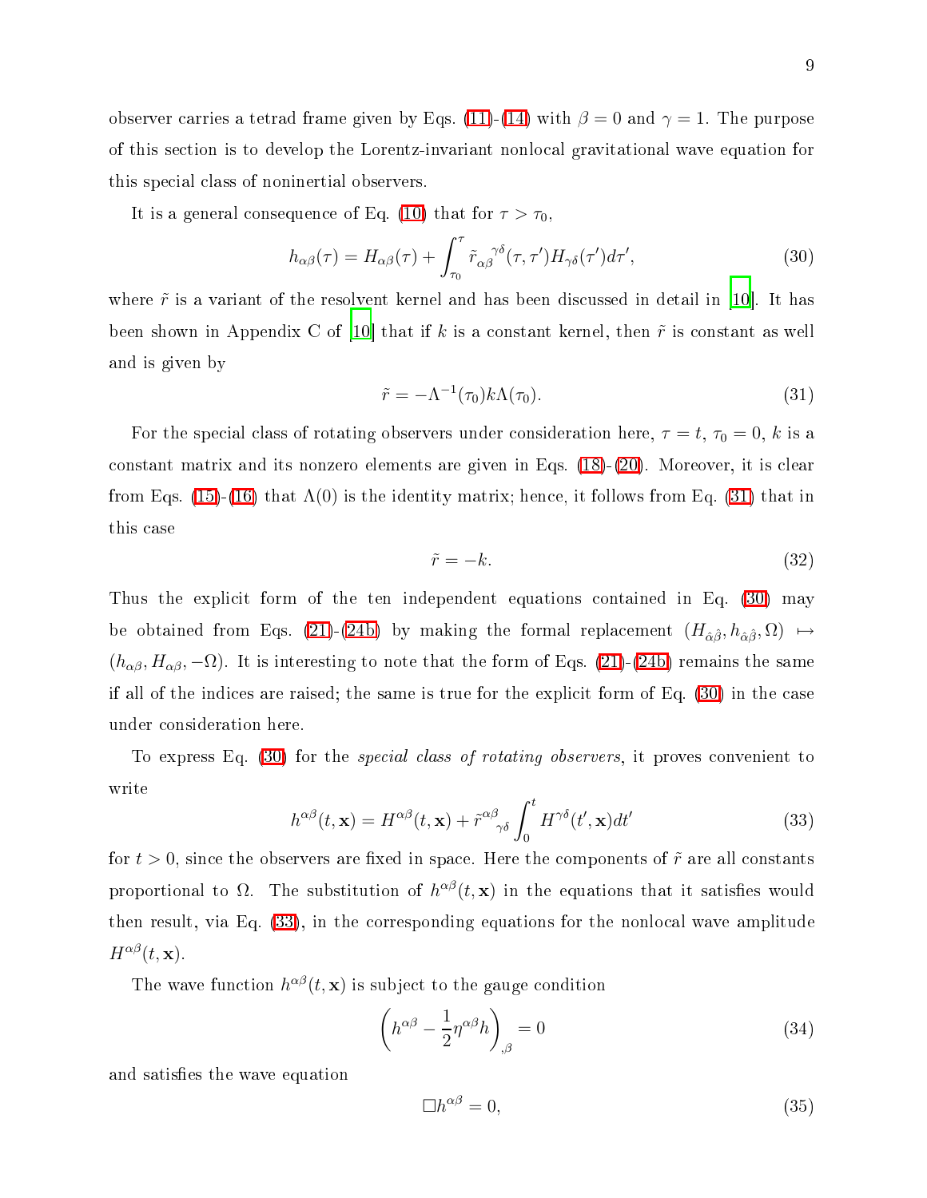observer carries a tetrad frame given by Eqs. (11)-(14) with $\beta = 0$ and $\gamma = 1$. The purpose of this section is to develop the Lorentz-invariant nonlocal gravitational wave equation for this special class of noninertial observers.

It is a general consequence of Eq. (10) that for $\tau > \tau_0$,

$$h_{\alpha\beta}(\tau) = H_{\alpha\beta}(\tau) + \int_{\tau_0}^{\tau} \tilde{r}_{\alpha\beta}{}^{\gamma\delta}(\tau, \tau') H_{\gamma\delta}(\tau') d\tau', \tag{30}$$

where $\tilde{r}$ is a variant of the resolvent kernel and has been discussed in detail in [10]. It has been shown in Appendix C of [10] that if $k$ is a constant kernel, then $\tilde{r}$ is constant as well and is given by

$$\tilde{r} = -\Lambda^{-1}(\tau_0) k \Lambda(\tau_0). \tag{31}$$

For the special class of rotating observers under consideration here, $\tau = t$, $\tau_0 = 0$, $k$ is a constant matrix and its nonzero elements are given in Eqs. (18)-(20). Moreover, it is clear from Eqs. (15)-(16) that $\Lambda(0)$ is the identity matrix; hence, it follows from Eq. (31) that in this case

$$\tilde{r} = -k. \tag{32}$$

Thus the explicit form of the ten independent equations contained in Eq. (30) may be obtained from Eqs. (21)-(24b) by making the formal replacement $(H_{\hat{\alpha}\hat{\beta}}, h_{\hat{\alpha}\hat{\beta}}, \Omega) \mapsto (h_{\alpha\beta}, H_{\alpha\beta}, -\Omega)$. It is interesting to note that the form of Eqs. (21)-(24b) remains the same if all of the indices are raised; the same is true for the explicit form of Eq. (30) in the case under consideration here.

To express Eq. (30) for the *special class of rotating observers*, it proves convenient to write

$$h^{\alpha\beta}(t, \mathbf{x}) = H^{\alpha\beta}(t, \mathbf{x}) + \tilde{r}^{\alpha\beta}{}_{\gamma\delta} \int_0^t H^{\gamma\delta}(t', \mathbf{x}) dt' \tag{33}$$

for $t > 0$, since the observers are fixed in space. Here the components of $\tilde{r}$ are all constants proportional to $\Omega$. The substitution of $h^{\alpha\beta}(t, \mathbf{x})$ in the equations that it satisfies would then result, via Eq. (33), in the corresponding equations for the nonlocal wave amplitude $H^{\alpha\beta}(t, \mathbf{x})$.

The wave function $h^{\alpha\beta}(t, \mathbf{x})$ is subject to the gauge condition

$$\left( h^{\alpha\beta} - \frac{1}{2} \eta^{\alpha\beta} h \right)_{,\beta} = 0 \tag{34}$$

and satisfies the wave equation

$$\Box h^{\alpha\beta} = 0, \tag{35}$$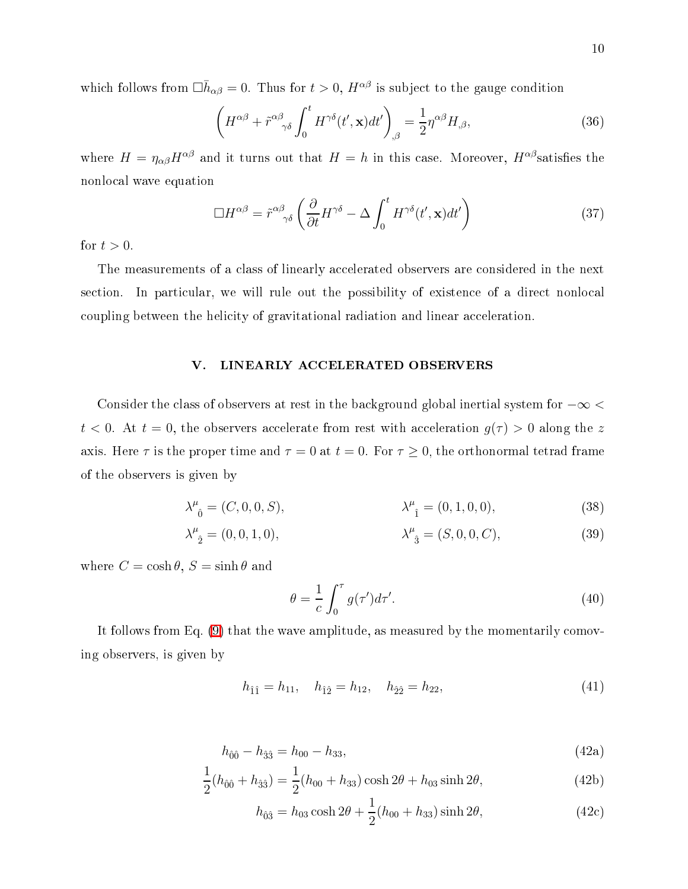which follows from $\Box \bar{h}_{\alpha\beta} = 0$. Thus for $t > 0$, $H^{\alpha\beta}$ is subject to the gauge condition

$$\left( H^{\alpha\beta} + \tilde{r}^{\alpha\beta}{}_{\gamma\delta} \int_0^t H^{\gamma\delta}(t', \mathbf{x}) dt' \right)_{,\beta} = \frac{1}{2} \eta^{\alpha\beta} H_{,\beta}, \tag{36}$$

where $H = \eta_{\alpha\beta} H^{\alpha\beta}$ and it turns out that $H = h$ in this case. Moreover, $H^{\alpha\beta}$satisfies the nonlocal wave equation

$$\Box H^{\alpha\beta} = \tilde{r}^{\alpha\beta}{}_{\gamma\delta} \left( \frac{\partial}{\partial t} H^{\gamma\delta} - \Delta \int_0^t H^{\gamma\delta}(t', \mathbf{x}) dt' \right) \tag{37}$$

for $t > 0$.

The measurements of a class of linearly accelerated observers are considered in the next section. In particular, we will rule out the possibility of existence of a direct nonlocal coupling between the helicity of gravitational radiation and linear acceleration.

## V. LINEARLY ACCELERATED OBSERVERS

Consider the class of observers at rest in the background global inertial system for $-\infty < t < 0$. At $t = 0$, the observers accelerate from rest with acceleration $g(\tau) > 0$ along the $z$ axis. Here $\tau$ is the proper time and $\tau = 0$ at $t = 0$. For $\tau \geq 0$, the orthonormal tetrad frame of the observers is given by

$$\lambda^{\mu}{}_{\hat{0}} = (C, 0, 0, S), \qquad \lambda^{\mu}{}_{\hat{1}} = (0, 1, 0, 0), \tag{38}$$

$$\lambda^{\mu}{}_{\hat{2}} = (0, 0, 1, 0), \qquad \lambda^{\mu}{}_{\hat{3}} = (S, 0, 0, C), \tag{39}$$

where $C = \cosh\theta$, $S = \sinh\theta$ and

$$\theta = \frac{1}{c} \int_0^{\tau} g(\tau') d\tau'. \tag{40}$$

It follows from Eq. (9) that the wave amplitude, as measured by the momentarily comoving observers, is given by

$$h_{\hat{1}\hat{1}} = h_{11}, \quad h_{\hat{1}\hat{2}} = h_{12}, \quad h_{\hat{2}\hat{2}} = h_{22}, \tag{41}$$

$$h_{\hat{0}\hat{0}} - h_{\hat{3}\hat{3}} = h_{00} - h_{33}, \tag{42a}$$

$$\frac{1}{2}(h_{\hat{0}\hat{0}} + h_{\hat{3}\hat{3}}) = \frac{1}{2}(h_{00} + h_{33}) \cosh 2\theta + h_{03} \sinh 2\theta, \tag{42b}$$

$$h_{\hat{0}\hat{3}} = h_{03} \cosh 2\theta + \frac{1}{2}(h_{00} + h_{33}) \sinh 2\theta, \tag{42c}$$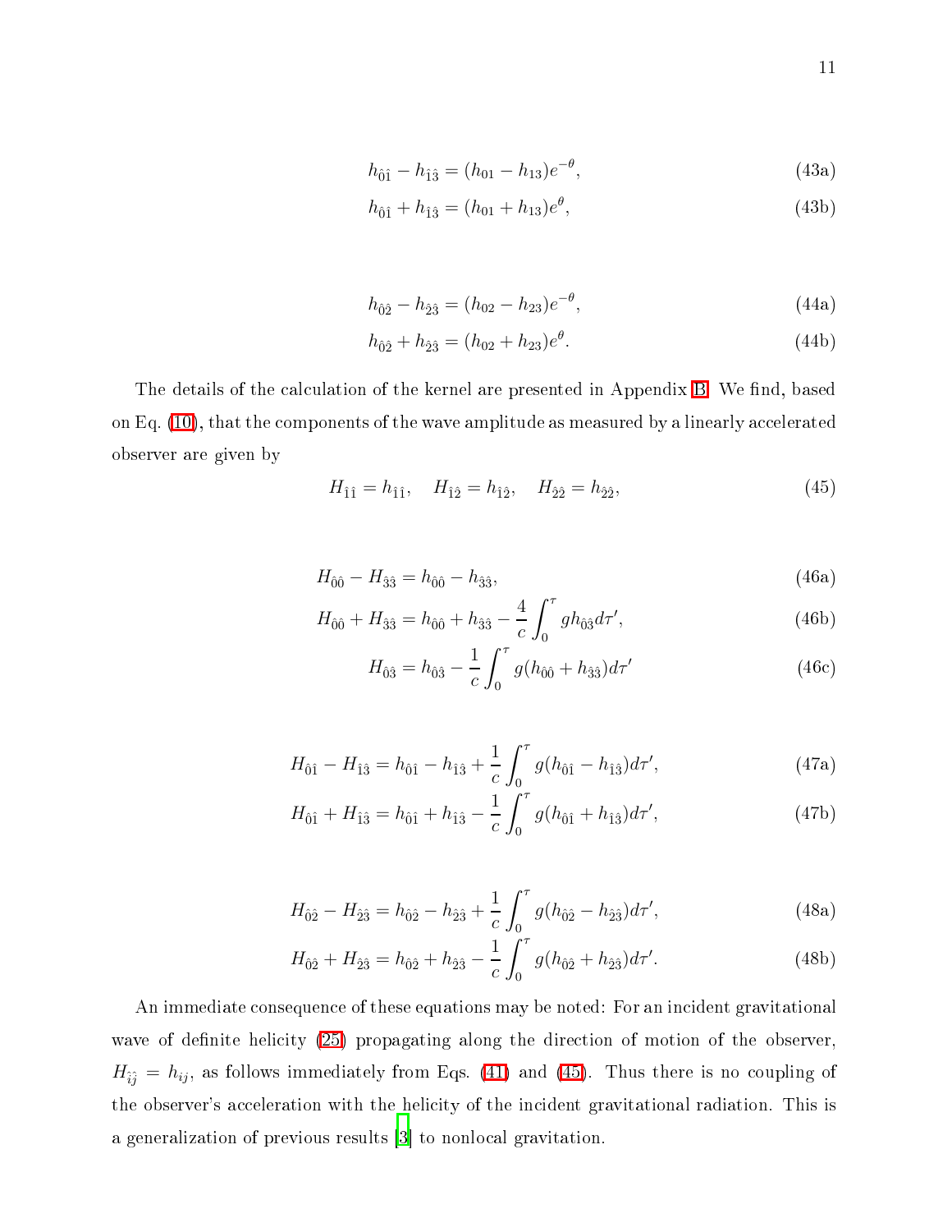$$h_{\hat{0}\hat{1}} - h_{\hat{1}\hat{3}} = (h_{01} - h_{13})e^{-\theta}, \tag{43a}$$

$$h_{\hat{0}\hat{1}} + h_{\hat{1}\hat{3}} = (h_{01} + h_{13})e^{\theta}, \tag{43b}$$

$$h_{\hat{0}\hat{2}} - h_{\hat{2}\hat{3}} = (h_{02} - h_{23})e^{-\theta}, \tag{44a}$$

$$h_{\hat{0}\hat{2}} + h_{\hat{2}\hat{3}} = (h_{02} + h_{23})e^{\theta}. \tag{44b}$$

The details of the calculation of the kernel are presented in Appendix B. We find, based on Eq. (10), that the components of the wave amplitude as measured by a linearly accelerated observer are given by

$$H_{\hat{1}\hat{1}} = h_{\hat{1}\hat{1}}, \quad H_{\hat{1}\hat{2}} = h_{\hat{1}\hat{2}}, \quad H_{\hat{2}\hat{2}} = h_{\hat{2}\hat{2}}, \tag{45}$$

$$H_{\hat{0}\hat{0}} - H_{\hat{3}\hat{3}} = h_{\hat{0}\hat{0}} - h_{\hat{3}\hat{3}}, \tag{46a}$$

$$H_{\hat{0}\hat{0}} + H_{\hat{3}\hat{3}} = h_{\hat{0}\hat{0}} + h_{\hat{3}\hat{3}} - \frac{4}{c}\int_0^\tau g h_{\hat{0}\hat{3}} d\tau', \tag{46b}$$

$$H_{\hat{0}\hat{3}} = h_{\hat{0}\hat{3}} - \frac{1}{c}\int_0^\tau g(h_{\hat{0}\hat{0}} + h_{\hat{3}\hat{3}}) d\tau' \tag{46c}$$

$$H_{\hat{0}\hat{1}} - H_{\hat{1}\hat{3}} = h_{\hat{0}\hat{1}} - h_{\hat{1}\hat{3}} + \frac{1}{c}\int_0^\tau g(h_{\hat{0}\hat{1}} - h_{\hat{1}\hat{3}}) d\tau', \tag{47a}$$

$$H_{\hat{0}\hat{1}} + H_{\hat{1}\hat{3}} = h_{\hat{0}\hat{1}} + h_{\hat{1}\hat{3}} - \frac{1}{c}\int_0^\tau g(h_{\hat{0}\hat{1}} + h_{\hat{1}\hat{3}}) d\tau', \tag{47b}$$

$$H_{\hat{0}\hat{2}} - H_{\hat{2}\hat{3}} = h_{\hat{0}\hat{2}} - h_{\hat{2}\hat{3}} + \frac{1}{c}\int_0^\tau g(h_{\hat{0}\hat{2}} - h_{\hat{2}\hat{3}}) d\tau', \tag{48a}$$

$$H_{\hat{0}\hat{2}} + H_{\hat{2}\hat{3}} = h_{\hat{0}\hat{2}} + h_{\hat{2}\hat{3}} - \frac{1}{c}\int_0^\tau g(h_{\hat{0}\hat{2}} + h_{\hat{2}\hat{3}}) d\tau'. \tag{48b}$$

An immediate consequence of these equations may be noted: For an incident gravitational wave of definite helicity (25) propagating along the direction of motion of the observer, $H_{\hat{i}\hat{j}} = h_{ij}$, as follows immediately from Eqs. (41) and (45). Thus there is no coupling of the observer's acceleration with the helicity of the incident gravitational radiation. This is a generalization of previous results [3] to nonlocal gravitation.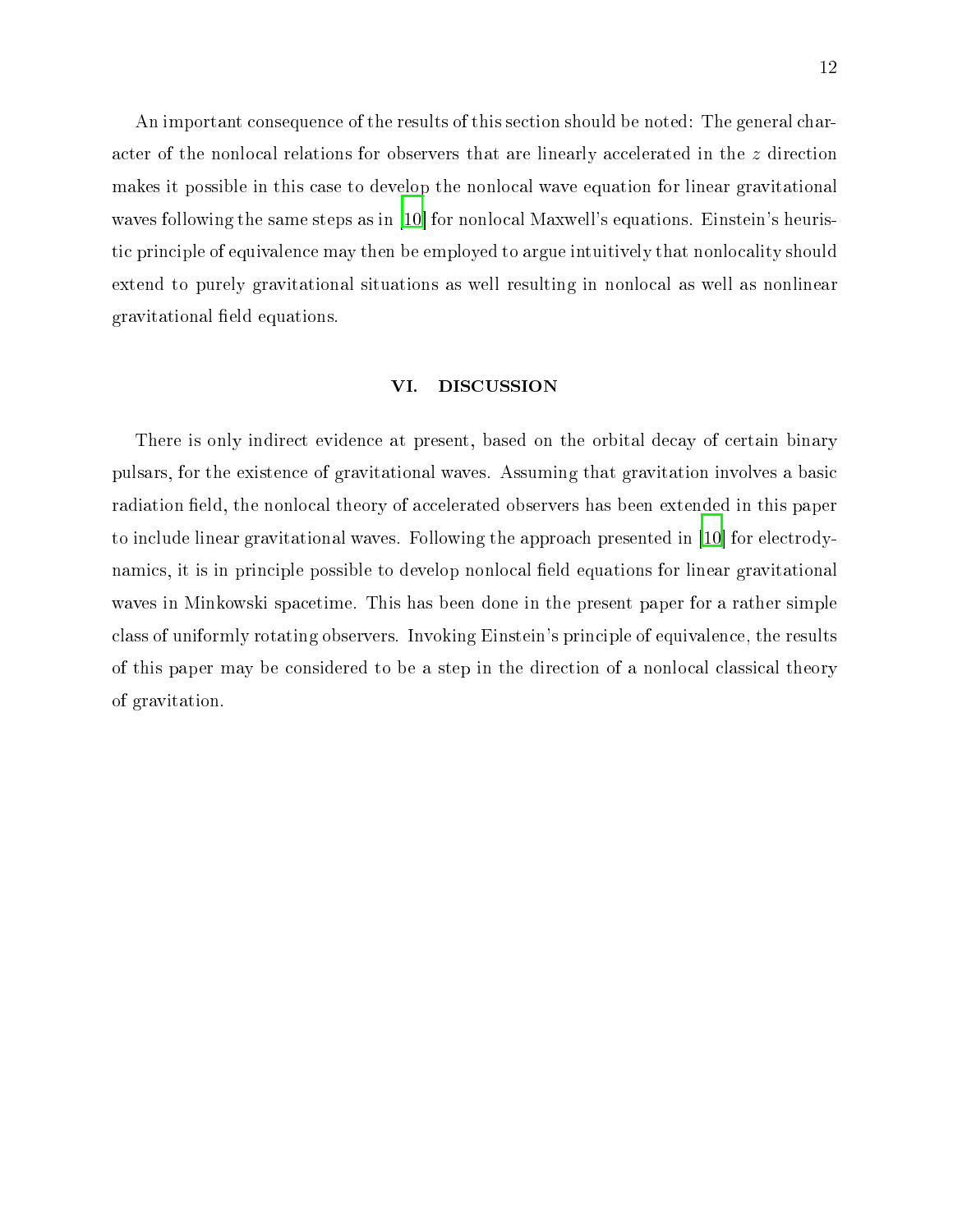An important consequence of the results of this section should be noted: The general character of the nonlocal relations for observers that are linearly accelerated in the $z$ direction makes it possible in this case to develop the nonlocal wave equation for linear gravitational waves following the same steps as in [10] for nonlocal Maxwell's equations. Einstein's heuristic principle of equivalence may then be employed to argue intuitively that nonlocality should extend to purely gravitational situations as well resulting in nonlocal as well as nonlinear gravitational field equations.

## VI. DISCUSSION

There is only indirect evidence at present, based on the orbital decay of certain binary pulsars, for the existence of gravitational waves. Assuming that gravitation involves a basic radiation field, the nonlocal theory of accelerated observers has been extended in this paper to include linear gravitational waves. Following the approach presented in [10] for electrodynamics, it is in principle possible to develop nonlocal field equations for linear gravitational waves in Minkowski spacetime. This has been done in the present paper for a rather simple class of uniformly rotating observers. Invoking Einstein's principle of equivalence, the results of this paper may be considered to be a step in the direction of a nonlocal classical theory of gravitation.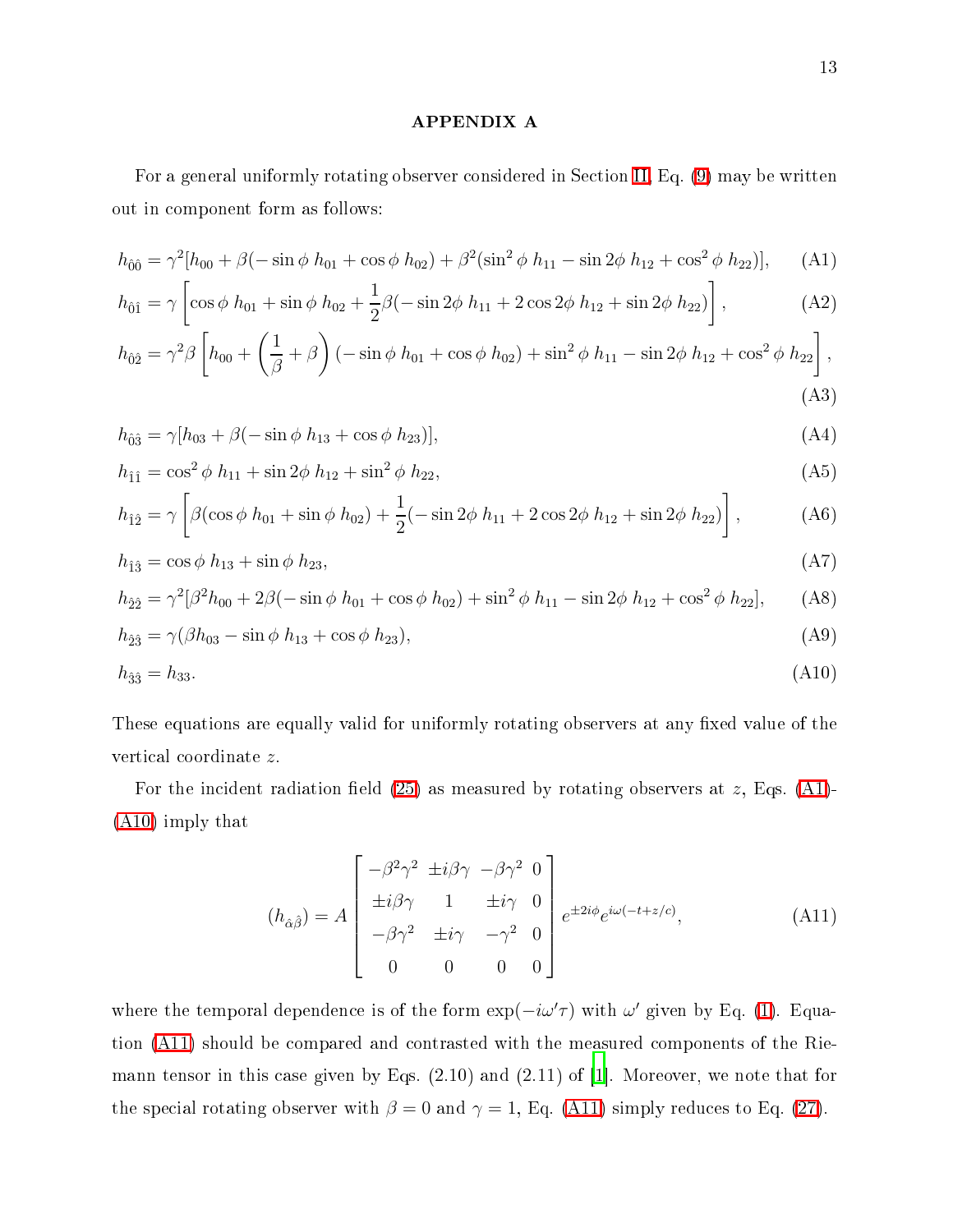## APPENDIX A

For a general uniformly rotating observer considered in Section II, Eq. (9) may be written out in component form as follows:

$$h_{\hat{0}\hat{0}} = \gamma^2[h_{00} + \beta(-\sin\phi\; h_{01} + \cos\phi\; h_{02}) + \beta^2(\sin^2\phi\; h_{11} - \sin 2\phi\; h_{12} + \cos^2\phi\; h_{22})], \tag{A1}$$

$$h_{\hat{0}\hat{1}} = \gamma\left[\cos\phi\; h_{01} + \sin\phi\; h_{02} + \frac{1}{2}\beta(-\sin 2\phi\; h_{11} + 2\cos 2\phi\; h_{12} + \sin 2\phi\; h_{22})\right], \tag{A2}$$

$$h_{\hat{0}\hat{2}} = \gamma^2\beta\left[h_{00} + \left(\frac{1}{\beta} + \beta\right)(-\sin\phi\; h_{01} + \cos\phi\; h_{02}) + \sin^2\phi\; h_{11} - \sin 2\phi\; h_{12} + \cos^2\phi\; h_{22}\right], \tag{A3}$$

$$h_{\hat{0}\hat{3}} = \gamma[h_{03} + \beta(-\sin\phi\; h_{13} + \cos\phi\; h_{23})], \tag{A4}$$

$$h_{\hat{1}\hat{1}} = \cos^2\phi\; h_{11} + \sin 2\phi\; h_{12} + \sin^2\phi\; h_{22}, \tag{A5}$$

$$h_{\hat{1}\hat{2}} = \gamma\left[\beta(\cos\phi\; h_{01} + \sin\phi\; h_{02}) + \frac{1}{2}(-\sin 2\phi\; h_{11} + 2\cos 2\phi\; h_{12} + \sin 2\phi\; h_{22})\right], \tag{A6}$$

$$h_{\hat{1}\hat{3}} = \cos\phi\; h_{13} + \sin\phi\; h_{23}, \tag{A7}$$

$$h_{\hat{2}\hat{2}} = \gamma^2[\beta^2 h_{00} + 2\beta(-\sin\phi\; h_{01} + \cos\phi\; h_{02}) + \sin^2\phi\; h_{11} - \sin 2\phi\; h_{12} + \cos^2\phi\; h_{22}], \tag{A8}$$

$$h_{\hat{2}\hat{3}} = \gamma(\beta h_{03} - \sin\phi\; h_{13} + \cos\phi\; h_{23}), \tag{A9}$$

$$h_{\hat{3}\hat{3}} = h_{33}. \tag{A10}$$

These equations are equally valid for uniformly rotating observers at any fixed value of the vertical coordinate $z$.

For the incident radiation field (25) as measured by rotating observers at $z$, Eqs. (A1)-(A10) imply that

$$(h_{\hat{\alpha}\hat{\beta}}) = A\begin{bmatrix} -\beta^2\gamma^2 & \pm i\beta\gamma & -\beta\gamma^2 & 0 \\ \pm i\beta\gamma & 1 & \pm i\gamma & 0 \\ -\beta\gamma^2 & \pm i\gamma & -\gamma^2 & 0 \\ 0 & 0 & 0 & 0 \end{bmatrix} e^{\pm 2i\phi} e^{i\omega(-t+z/c)}, \tag{A11}$$

where the temporal dependence is of the form $\exp(-i\omega'\tau)$ with $\omega'$ given by Eq. (1). Equation (A11) should be compared and contrasted with the measured components of the Riemann tensor in this case given by Eqs. (2.10) and (2.11) of [1]. Moreover, we note that for the special rotating observer with $\beta = 0$ and $\gamma = 1$, Eq. (A11) simply reduces to Eq. (27).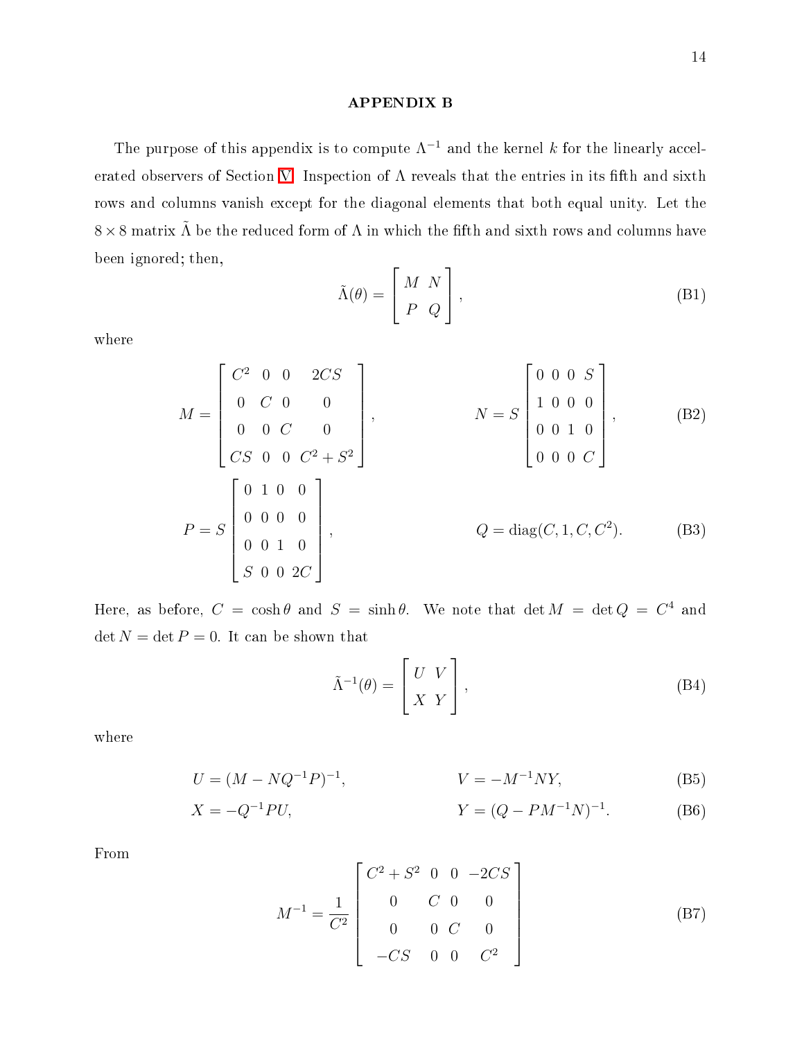## APPENDIX B

The purpose of this appendix is to compute $\Lambda^{-1}$ and the kernel $k$ for the linearly accelerated observers of Section V. Inspection of $\Lambda$ reveals that the entries in its fifth and sixth rows and columns vanish except for the diagonal elements that both equal unity. Let the $8 \times 8$ matrix $\tilde{\Lambda}$ be the reduced form of $\Lambda$ in which the fifth and sixth rows and columns have been ignored; then,

$$\tilde{\Lambda}(\theta) = \begin{bmatrix} M & N \\ P & Q \end{bmatrix}, \tag{B1}$$

where

$$M = \begin{bmatrix} C^2 & 0 & 0 & 2CS \\ 0 & C & 0 & 0 \\ 0 & 0 & C & 0 \\ CS & 0 & 0 & C^2+S^2 \end{bmatrix}, \qquad N = S \begin{bmatrix} 0 & 0 & 0 & S \\ 1 & 0 & 0 & 0 \\ 0 & 0 & 1 & 0 \\ 0 & 0 & 0 & C \end{bmatrix}, \tag{B2}$$

$$P = S \begin{bmatrix} 0 & 1 & 0 & 0 \\ 0 & 0 & 0 & 0 \\ 0 & 0 & 1 & 0 \\ S & 0 & 0 & 2C \end{bmatrix}, \qquad Q = \mathrm{diag}(C, 1, C, C^2). \tag{B3}$$

Here, as before, $C = \cosh\theta$ and $S = \sinh\theta$. We note that $\det M = \det Q = C^4$ and $\det N = \det P = 0$. It can be shown that

$$\tilde{\Lambda}^{-1}(\theta) = \begin{bmatrix} U & V \\ X & Y \end{bmatrix}, \tag{B4}$$

where

$$U = (M - NQ^{-1}P)^{-1}, \qquad V = -M^{-1}NY, \tag{B5}$$

$$X = -Q^{-1}PU, \qquad Y = (Q - PM^{-1}N)^{-1}. \tag{B6}$$

From

$$M^{-1} = \frac{1}{C^2} \begin{bmatrix} C^2+S^2 & 0 & 0 & -2CS \\ 0 & C & 0 & 0 \\ 0 & 0 & C & 0 \\ -CS & 0 & 0 & C^2 \end{bmatrix} \tag{B7}$$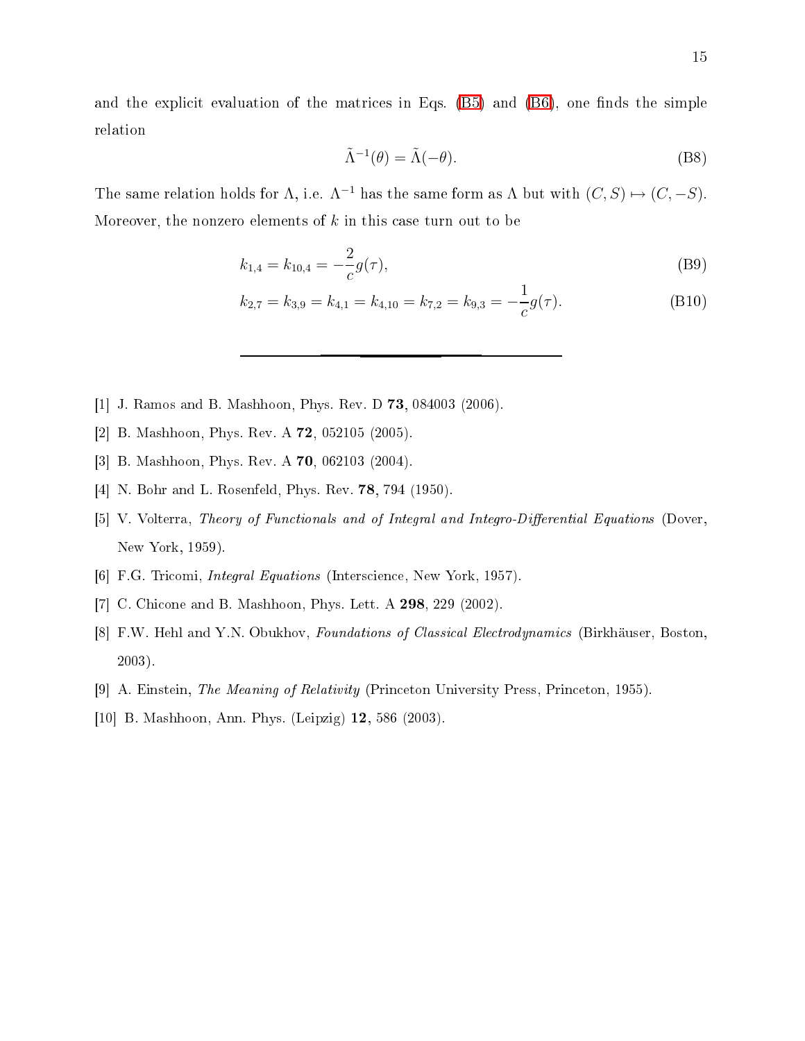and the explicit evaluation of the matrices in Eqs. (B5) and (B6), one finds the simple relation

$$\tilde{\Lambda}^{-1}(\theta) = \tilde{\Lambda}(-\theta). \tag{B8}$$

The same relation holds for $\Lambda$, i.e. $\Lambda^{-1}$ has the same form as $\Lambda$ but with $(C, S) \mapsto (C, -S)$. Moreover, the nonzero elements of $k$ in this case turn out to be

$$k_{1,4} = k_{10,4} = -\frac{2}{c} g(\tau), \tag{B9}$$

$$k_{2,7} = k_{3,9} = k_{4,1} = k_{4,10} = k_{7,2} = k_{9,3} = -\frac{1}{c} g(\tau). \tag{B10}$$

---

[1] J. Ramos and B. Mashhoon, Phys. Rev. D **73**, 084003 (2006).

[2] B. Mashhoon, Phys. Rev. A **72**, 052105 (2005).

[3] B. Mashhoon, Phys. Rev. A **70**, 062103 (2004).

[4] N. Bohr and L. Rosenfeld, Phys. Rev. **78**, 794 (1950).

[5] V. Volterra, *Theory of Functionals and of Integral and Integro-Differential Equations* (Dover, New York, 1959).

[6] F.G. Tricomi, *Integral Equations* (Interscience, New York, 1957).

[7] C. Chicone and B. Mashhoon, Phys. Lett. A **298**, 229 (2002).

[8] F.W. Hehl and Y.N. Obukhov, *Foundations of Classical Electrodynamics* (Birkhäuser, Boston, 2003).

[9] A. Einstein, *The Meaning of Relativity* (Princeton University Press, Princeton, 1955).

[10] B. Mashhoon, Ann. Phys. (Leipzig) **12**, 586 (2003).